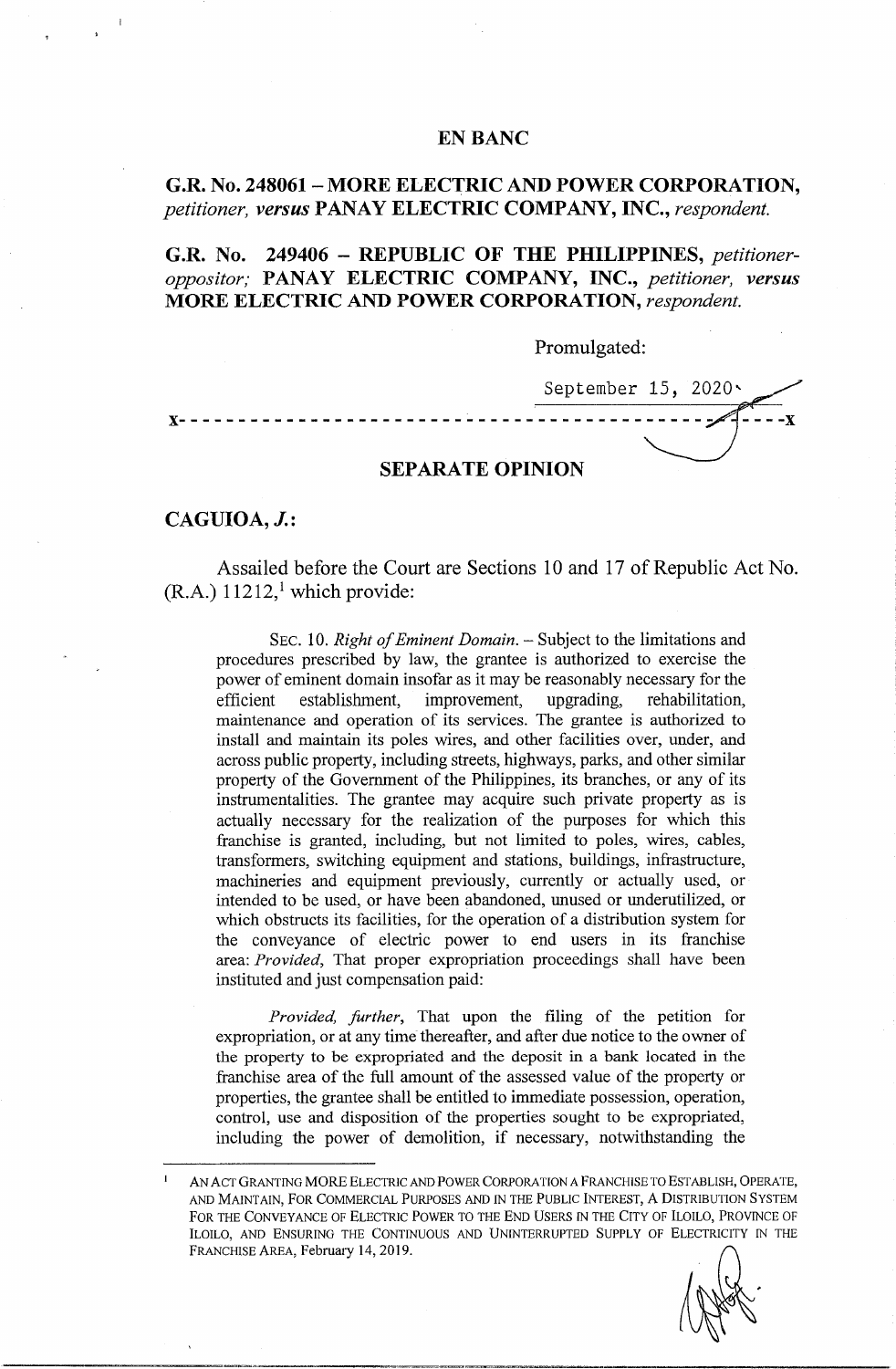## EN BANC

**G.R. No. 248061 – MORE ELECTRIC AND POWER CORPORATION,** *petitioner, **versus*** **PANAY ELECTRIC COMPANY, INC.,** *respondent.*

**G.R. No. 249406 – REPUBLIC OF THE PHILIPPINES,** *petitioner-oppositor;* **PANAY ELECTRIC COMPANY, INC.,** *petitioner, **versus*** **MORE ELECTRIC AND POWER CORPORATION,** *respondent.*

Promulgated:

September 15, 2020

x- - - - - - - - - - - - - - - - - - - - - - - - - - - - - - - - - - - - - - - - - - - - - - -x

## SEPARATE OPINION

**CAGUIOA, *J.*:**

Assailed before the Court are Sections 10 and 17 of Republic Act No. (R.A.) 11212,[1] which provide:

> SEC. 10. *Right of Eminent Domain.* – Subject to the limitations and procedures prescribed by law, the grantee is authorized to exercise the power of eminent domain insofar as it may be reasonably necessary for the efficient establishment, improvement, upgrading, rehabilitation, maintenance and operation of its services. The grantee is authorized to install and maintain its poles wires, and other facilities over, under, and across public property, including streets, highways, parks, and other similar property of the Government of the Philippines, its branches, or any of its instrumentalities. The grantee may acquire such private property as is actually necessary for the realization of the purposes for which this franchise is granted, including, but not limited to poles, wires, cables, transformers, switching equipment and stations, buildings, infrastructure, machineries and equipment previously, currently or actually used, or intended to be used, or have been abandoned, unused or underutilized, or which obstructs its facilities, for the operation of a distribution system for the conveyance of electric power to end users in its franchise area: *Provided*, That proper expropriation proceedings shall have been instituted and just compensation paid:
>
> *Provided, further*, That upon the filing of the petition for expropriation, or at any time thereafter, and after due notice to the owner of the property to be expropriated and the deposit in a bank located in the franchise area of the full amount of the assessed value of the property or properties, the grantee shall be entitled to immediate possession, operation, control, use and disposition of the properties sought to be expropriated, including the power of demolition, if necessary, notwithstanding the

---

[1] AN ACT GRANTING MORE ELECTRIC AND POWER CORPORATION A FRANCHISE TO ESTABLISH, OPERATE, AND MAINTAIN, FOR COMMERCIAL PURPOSES AND IN THE PUBLIC INTEREST, A DISTRIBUTION SYSTEM FOR THE CONVEYANCE OF ELECTRIC POWER TO THE END USERS IN THE CITY OF ILOILO, PROVINCE OF ILOILO, AND ENSURING THE CONTINUOUS AND UNINTERRUPTED SUPPLY OF ELECTRICITY IN THE FRANCHISE AREA, February 14, 2019.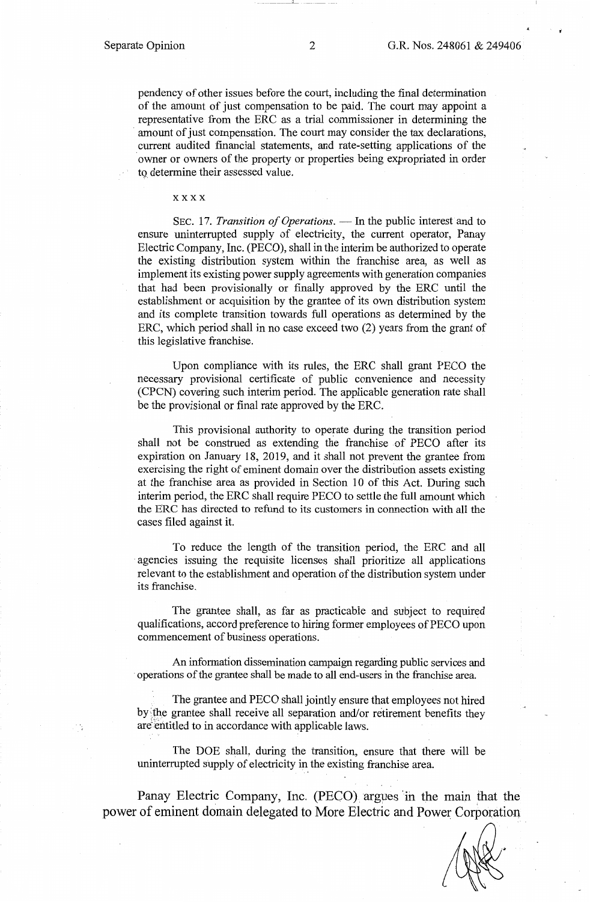pendency of other issues before the court, including the final determination of the amount of just compensation to be paid. The court may appoint a representative from the ERC as a trial commissioner in determining the amount of just compensation. The court may consider the tax declarations, current audited financial statements, and rate-setting applications of the owner or owners of the property or properties being expropriated in order to determine their assessed value.

x x x x

SEC. 17. *Transition of Operations.* — In the public interest and to ensure uninterrupted supply of electricity, the current operator, Panay Electric Company, Inc. (PECO), shall in the interim be authorized to operate the existing distribution system within the franchise area, as well as implement its existing power supply agreements with generation companies that had been provisionally or finally approved by the ERC until the establishment or acquisition by the grantee of its own distribution system and its complete transition towards full operations as determined by the ERC, which period shall in no case exceed two (2) years from the grant of this legislative franchise.

Upon compliance with its rules, the ERC shall grant PECO the necessary provisional certificate of public convenience and necessity (CPCN) covering such interim period. The applicable generation rate shall be the provisional or final rate approved by the ERC.

This provisional authority to operate during the transition period shall not be construed as extending the franchise of PECO after its expiration on January 18, 2019, and it shall not prevent the grantee from exercising the right of eminent domain over the distribution assets existing at the franchise area as provided in Section 10 of this Act. During such interim period, the ERC shall require PECO to settle the full amount which the ERC has directed to refund to its customers in connection with all the cases filed against it.

To reduce the length of the transition period, the ERC and all agencies issuing the requisite licenses shall prioritize all applications relevant to the establishment and operation of the distribution system under its franchise.

The grantee shall, as far as practicable and subject to required qualifications, accord preference to hiring former employees of PECO upon commencement of business operations.

An information dissemination campaign regarding public services and operations of the grantee shall be made to all end-users in the franchise area.

The grantee and PECO shall jointly ensure that employees not hired by the grantee shall receive all separation and/or retirement benefits they are entitled to in accordance with applicable laws.

The DOE shall, during the transition, ensure that there will be uninterrupted supply of electricity in the existing franchise area.

Panay Electric Company, Inc. (PECO) argues in the main that the power of eminent domain delegated to More Electric and Power Corporation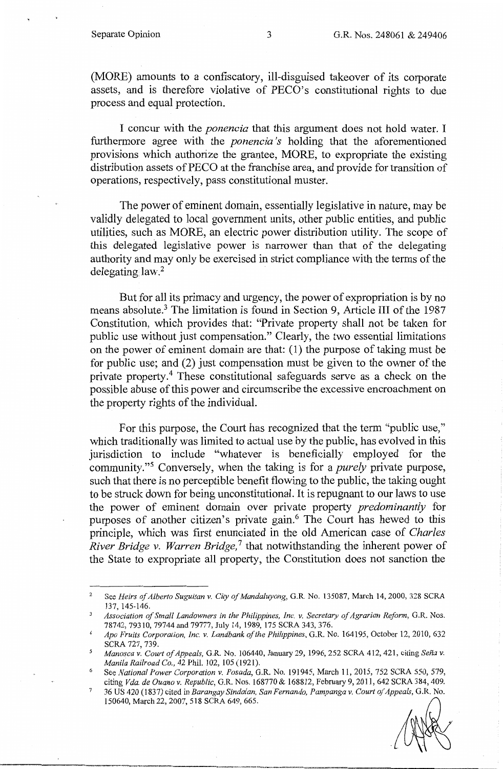(MORE) amounts to a confiscatory, ill-disguised takeover of its corporate assets, and is therefore violative of PECO's constitutional rights to due process and equal protection.

I concur with the *ponencia* that this argument does not hold water. I furthermore agree with the *ponencia's* holding that the aforementioned provisions which authorize the grantee, MORE, to expropriate the existing distribution assets of PECO at the franchise area, and provide for transition of operations, respectively, pass constitutional muster.

The power of eminent domain, essentially legislative in nature, may be validly delegated to local government units, other public entities, and public utilities, such as MORE, an electric power distribution utility. The scope of this delegated legislative power is narrower than that of the delegating authority and may only be exercised in strict compliance with the terms of the delegating law.[2]

But for all its primacy and urgency, the power of expropriation is by no means absolute.[3] The limitation is found in Section 9, Article III of the 1987 Constitution, which provides that: "Private property shall not be taken for public use without just compensation." Clearly, the two essential limitations on the power of eminent domain are that: (1) the purpose of taking must be for public use; and (2) just compensation must be given to the owner of the private property.[4] These constitutional safeguards serve as a check on the possible abuse of this power and circumscribe the excessive encroachment on the property rights of the individual.

For this purpose, the Court has recognized that the term "public use," which traditionally was limited to actual use by the public, has evolved in this jurisdiction to include "whatever is beneficially employed for the community."[5] Conversely, when the taking is for a *purely* private purpose, such that there is no perceptible benefit flowing to the public, the taking ought to be struck down for being unconstitutional. It is repugnant to our laws to use the power of eminent domain over private property *predominantly* for purposes of another citizen's private gain.[6] The Court has hewed to this principle, which was first enunciated in the old American case of *Charles River Bridge v. Warren Bridge*,[7] that notwithstanding the inherent power of the State to expropriate all property, the Constitution does not sanction the

---

[2] See *Heirs of Alberto Suguitan v. City of Mandaluyong*, G.R. No. 135087, March 14, 2000, 328 SCRA 137, 145-146.

[3] *Association of Small Landowners in the Philippines, Inc. v. Secretary of Agrarian Reform*, G.R. Nos. 78742, 79310, 79744 and 79777, July 14, 1989, 175 SCRA 343, 376.

[4] *Apo Fruits Corporation, Inc. v. Landbank of the Philippines*, G.R. No. 164195, October 12, 2010, 632 SCRA 727, 739.

[5] *Manosca v. Court of Appeals*, G.R. No. 106440, January 29, 1996, 252 SCRA 412, 421, citing *Seña v. Manila Railroad Co.*, 42 Phil. 102, 105 (1921).

[6] See *National Power Corporation v. Posada*, G.R. No. 191945, March 11, 2015, 752 SCRA 550, 579, citing *Vda. de Ouano v. Republic*, G.R. Nos. 168770 & 168812, February 9, 2011, 642 SCRA 384, 409.

[7] 36 US 420 (1837) cited in *Barangay Sindalan, San Fernando, Pampanga v. Court of Appeals*, G.R. No. 150640, March 22, 2007, 518 SCRA 649, 665.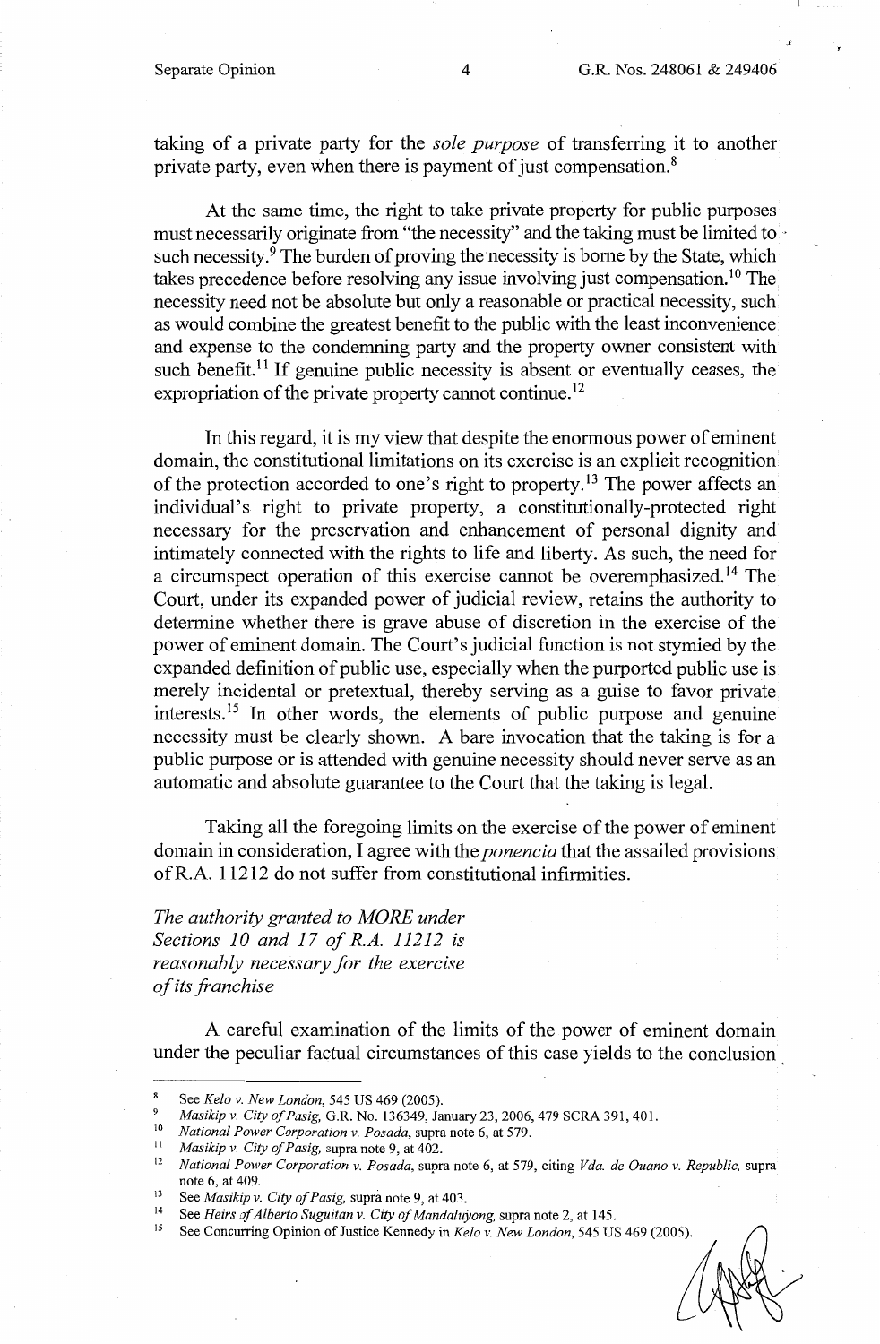taking of a private party for the *sole purpose* of transferring it to another private party, even when there is payment of just compensation.[8]

At the same time, the right to take private property for public purposes must necessarily originate from "the necessity" and the taking must be limited to such necessity.[9] The burden of proving the necessity is borne by the State, which takes precedence before resolving any issue involving just compensation.[10] The necessity need not be absolute but only a reasonable or practical necessity, such as would combine the greatest benefit to the public with the least inconvenience and expense to the condemning party and the property owner consistent with such benefit.[11] If genuine public necessity is absent or eventually ceases, the expropriation of the private property cannot continue.[12]

In this regard, it is my view that despite the enormous power of eminent domain, the constitutional limitations on its exercise is an explicit recognition of the protection accorded to one's right to property.[13] The power affects an individual's right to private property, a constitutionally-protected right necessary for the preservation and enhancement of personal dignity and intimately connected with the rights to life and liberty. As such, the need for a circumspect operation of this exercise cannot be overemphasized.[14] The Court, under its expanded power of judicial review, retains the authority to determine whether there is grave abuse of discretion in the exercise of the power of eminent domain. The Court's judicial function is not stymied by the expanded definition of public use, especially when the purported public use is merely incidental or pretextual, thereby serving as a guise to favor private interests.[15] In other words, the elements of public purpose and genuine necessity must be clearly shown. A bare invocation that the taking is for a public purpose or is attended with genuine necessity should never serve as an automatic and absolute guarantee to the Court that the taking is legal.

Taking all the foregoing limits on the exercise of the power of eminent domain in consideration, I agree with the *ponencia* that the assailed provisions of R.A. 11212 do not suffer from constitutional infirmities.

*The authority granted to MORE under Sections 10 and 17 of R.A. 11212 is reasonably necessary for the exercise of its franchise*

A careful examination of the limits of the power of eminent domain under the peculiar factual circumstances of this case yields to the conclusion

---

8 See *Kelo v. New London*, 545 US 469 (2005).

9 *Masikip v. City of Pasig*, G.R. No. 136349, January 23, 2006, 479 SCRA 391, 401.

10 *National Power Corporation v. Posada*, supra note 6, at 579.

11 *Masikip v. City of Pasig*, supra note 9, at 402.

12 *National Power Corporation v. Posada*, supra note 6, at 579, citing *Vda. de Ouano v. Republic*, supra note 6, at 409.

13 See *Masikip v. City of Pasig*, supra note 9, at 403.

14 See *Heirs of Alberto Suguitan v. City of Mandaluyong*, supra note 2, at 145.

15 See Concurring Opinion of Justice Kennedy in *Kelo v. New London*, 545 US 469 (2005).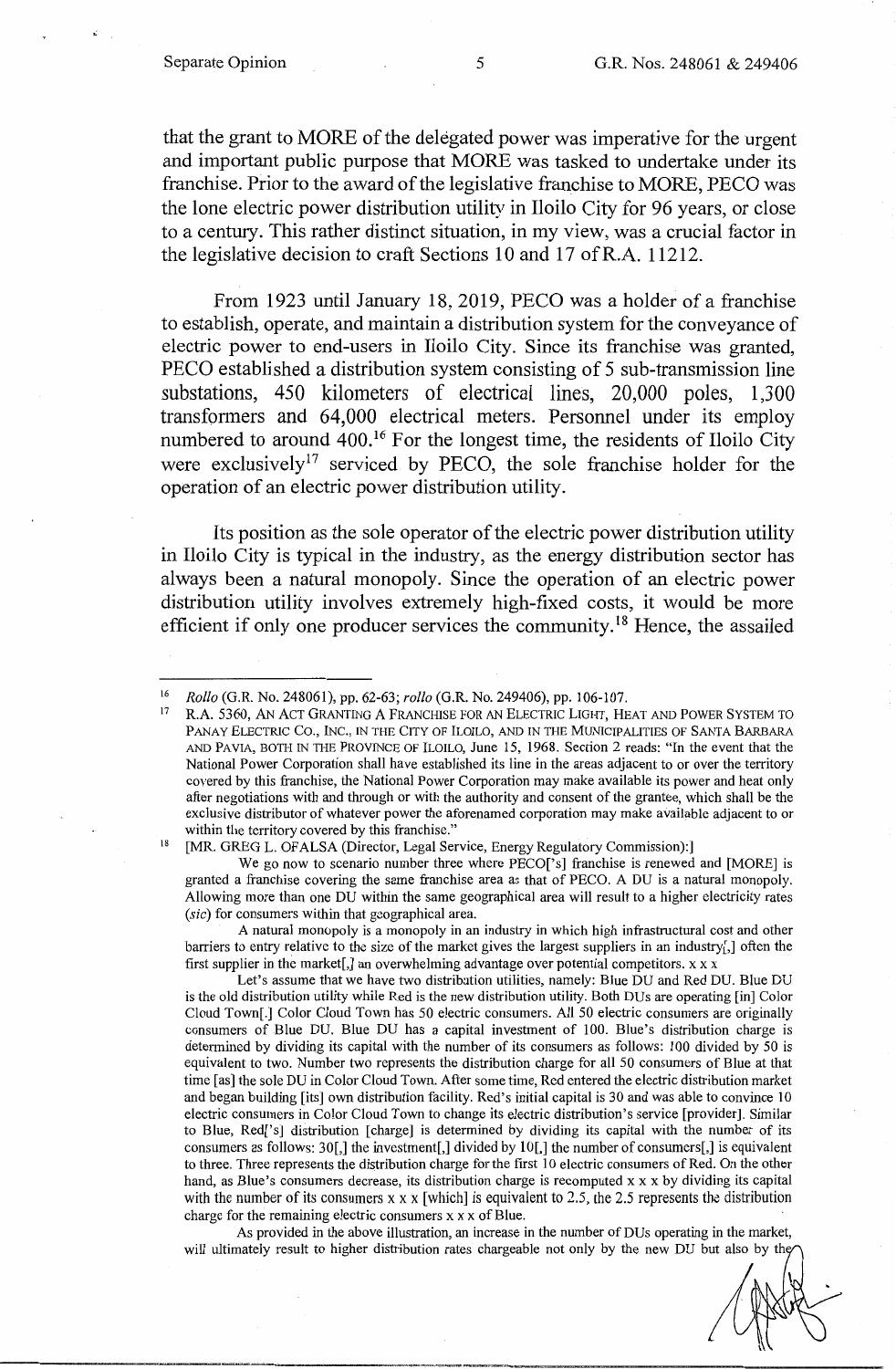that the grant to MORE of the delegated power was imperative for the urgent and important public purpose that MORE was tasked to undertake under its franchise. Prior to the award of the legislative franchise to MORE, PECO was the lone electric power distribution utility in Iloilo City for 96 years, or close to a century. This rather distinct situation, in my view, was a crucial factor in the legislative decision to craft Sections 10 and 17 of R.A. 11212.

From 1923 until January 18, 2019, PECO was a holder of a franchise to establish, operate, and maintain a distribution system for the conveyance of electric power to end-users in Iloilo City. Since its franchise was granted, PECO established a distribution system consisting of 5 sub-transmission line substations, 450 kilometers of electrical lines, 20,000 poles, 1,300 transformers and 64,000 electrical meters. Personnel under its employ numbered to around 400.[16] For the longest time, the residents of Iloilo City were exclusively[17] serviced by PECO, the sole franchise holder for the operation of an electric power distribution utility.

Its position as the sole operator of the electric power distribution utility in Iloilo City is typical in the industry, as the energy distribution sector has always been a natural monopoly. Since the operation of an electric power distribution utility involves extremely high-fixed costs, it would be more efficient if only one producer services the community.[18] Hence, the assailed

---

[16] *Rollo* (G.R. No. 248061), pp. 62-63; *rollo* (G.R. No. 249406), pp. 106-107.

[17] R.A. 5360, AN ACT GRANTING A FRANCHISE FOR AN ELECTRIC LIGHT, HEAT AND POWER SYSTEM TO PANAY ELECTRIC CO., INC., IN THE CITY OF ILOILO, AND IN THE MUNICIPALITIES OF SANTA BARBARA AND PAVIA, BOTH IN THE PROVINCE OF ILOILO, June 15, 1968. Section 2 reads: "In the event that the National Power Corporation shall have established its line in the areas adjacent to or over the territory covered by this franchise, the National Power Corporation may make available its power and heat only after negotiations with and through or with the authority and consent of the grantee, which shall be the exclusive distributor of whatever power the aforenamed corporation may make available adjacent to or within the territory covered by this franchise."

[18] [MR. GREG L. OFALSA (Director, Legal Service, Energy Regulatory Commission):]

We go now to scenario number three where PECO['s] franchise is renewed and [MORE] is granted a franchise covering the same franchise area as that of PECO. A DU is a natural monopoly. Allowing more than one DU within the same geographical area will result to a higher electricity rates (*sic*) for consumers within that geographical area.

A natural monopoly is a monopoly in an industry in which high infrastructural cost and other barriers to entry relative to the size of the market gives the largest suppliers in an industry[,] often the first supplier in the market[,] an overwhelming advantage over potential competitors. x x x

Let's assume that we have two distribution utilities, namely: Blue DU and Red DU. Blue DU is the old distribution utility while Red is the new distribution utility. Both DUs are operating [in] Color Cloud Town[.] Color Cloud Town has 50 electric consumers. All 50 electric consumers are originally consumers of Blue DU. Blue DU has a capital investment of 100. Blue's distribution charge is determined by dividing its capital with the number of its consumers as follows: 100 divided by 50 is equivalent to two. Number two represents the distribution charge for all 50 consumers of Blue at that time [as] the sole DU in Color Cloud Town. After some time, Red entered the electric distribution market and began building [its] own distribution facility. Red's initial capital is 30 and was able to convince 10 electric consumers in Color Cloud Town to change its electric distribution's service [provider]. Similar to Blue, Red['s] distribution [charge] is determined by dividing its capital with the number of its consumers as follows: 30[,] the investment[,] divided by 10[,] the number of consumers[,] is equivalent to three. Three represents the distribution charge for the first 10 electric consumers of Red. On the other hand, as Blue's consumers decrease, its distribution charge is recomputed x x x by dividing its capital with the number of its consumers x x x [which] is equivalent to 2.5, the 2.5 represents the distribution charge for the remaining electric consumers x x x of Blue.

As provided in the above illustration, an increase in the number of DUs operating in the market, will ultimately result to higher distribution rates chargeable not only by the new DU but also by the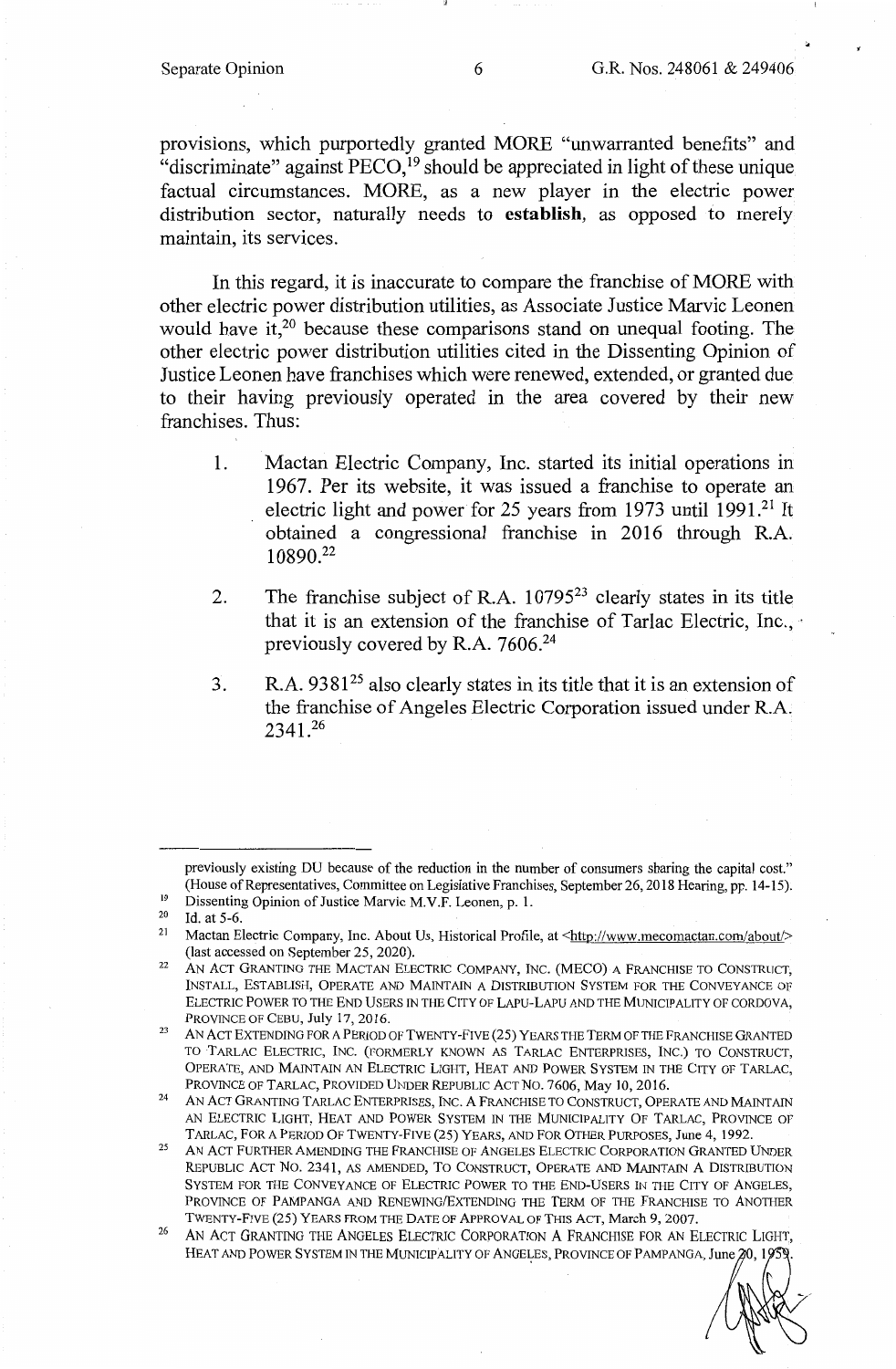provisions, which purportedly granted MORE "unwarranted benefits" and "discriminate" against PECO,[19] should be appreciated in light of these unique factual circumstances. MORE, as a new player in the electric power distribution sector, naturally needs to **establish**, as opposed to merely maintain, its services.

In this regard, it is inaccurate to compare the franchise of MORE with other electric power distribution utilities, as Associate Justice Marvic Leonen would have it,[20] because these comparisons stand on unequal footing. The other electric power distribution utilities cited in the Dissenting Opinion of Justice Leonen have franchises which were renewed, extended, or granted due to their having previously operated in the area covered by their new franchises. Thus:

1. Mactan Electric Company, Inc. started its initial operations in 1967. Per its website, it was issued a franchise to operate an electric light and power for 25 years from 1973 until 1991.[21] It obtained a congressional franchise in 2016 through R.A. 10890.[22]

2. The franchise subject of R.A. 10795[23] clearly states in its title that it is an extension of the franchise of Tarlac Electric, Inc., previously covered by R.A. 7606.[24]

3. R.A. 9381[25] also clearly states in its title that it is an extension of the franchise of Angeles Electric Corporation issued under R.A. 2341.[26]

---

previously existing DU because of the reduction in the number of consumers sharing the capital cost." (House of Representatives, Committee on Legislative Franchises, September 26, 2018 Hearing, pp. 14-15).

[19] Dissenting Opinion of Justice Marvic M.V.F. Leonen, p. 1.

[20] Id. at 5-6.

[21] Mactan Electric Company, Inc. About Us, Historical Profile, at <http://www.mecomactan.com/about/> (last accessed on September 25, 2020).

[22] AN ACT GRANTING THE MACTAN ELECTRIC COMPANY, INC. (MECO) A FRANCHISE TO CONSTRUCT, INSTALL, ESTABLISH, OPERATE AND MAINTAIN A DISTRIBUTION SYSTEM FOR THE CONVEYANCE OF ELECTRIC POWER TO THE END USERS IN THE CITY OF LAPU-LAPU AND THE MUNICIPALITY OF CORDOVA, PROVINCE OF CEBU, July 17, 2016.

[23] AN ACT EXTENDING FOR A PERIOD OF TWENTY-FIVE (25) YEARS THE TERM OF THE FRANCHISE GRANTED TO TARLAC ELECTRIC, INC. (FORMERLY KNOWN AS TARLAC ENTERPRISES, INC.) TO CONSTRUCT, OPERATE, AND MAINTAIN AN ELECTRIC LIGHT, HEAT AND POWER SYSTEM IN THE CITY OF TARLAC, PROVINCE OF TARLAC, PROVIDED UNDER REPUBLIC ACT NO. 7606, May 10, 2016.

[24] AN ACT GRANTING TARLAC ENTERPRISES, INC. A FRANCHISE TO CONSTRUCT, OPERATE AND MAINTAIN AN ELECTRIC LIGHT, HEAT AND POWER SYSTEM IN THE MUNICIPALITY OF TARLAC, PROVINCE OF TARLAC, FOR A PERIOD OF TWENTY-FIVE (25) YEARS, AND FOR OTHER PURPOSES, June 4, 1992.

[25] AN ACT FURTHER AMENDING THE FRANCHISE OF ANGELES ELECTRIC CORPORATION GRANTED UNDER REPUBLIC ACT NO. 2341, AS AMENDED, TO CONSTRUCT, OPERATE AND MAINTAIN A DISTRIBUTION SYSTEM FOR THE CONVEYANCE OF ELECTRIC POWER TO THE END-USERS IN THE CITY OF ANGELES, PROVINCE OF PAMPANGA AND RENEWING/EXTENDING THE TERM OF THE FRANCHISE TO ANOTHER TWENTY-FIVE (25) YEARS FROM THE DATE OF APPROVAL OF THIS ACT, March 9, 2007.

[26] AN ACT GRANTING THE ANGELES ELECTRIC CORPORATION A FRANCHISE FOR AN ELECTRIC LIGHT, HEAT AND POWER SYSTEM IN THE MUNICIPALITY OF ANGELES, PROVINCE OF PAMPANGA, June 20, 1959.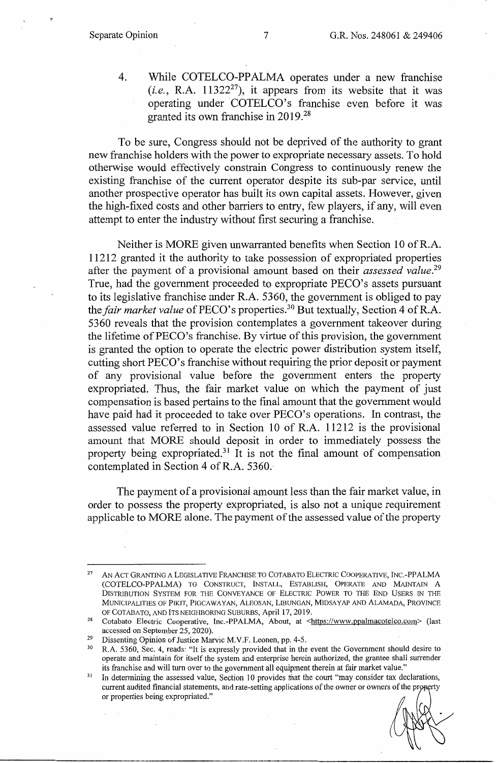4. While COTELCO-PPALMA operates under a new franchise (*i.e.*, R.A. 11322[27]), it appears from its website that it was operating under COTELCO's franchise even before it was granted its own franchise in 2019.[28]

To be sure, Congress should not be deprived of the authority to grant new franchise holders with the power to expropriate necessary assets. To hold otherwise would effectively constrain Congress to continuously renew the existing franchise of the current operator despite its sub-par service, until another prospective operator has built its own capital assets. However, given the high-fixed costs and other barriers to entry, few players, if any, will even attempt to enter the industry without first securing a franchise.

Neither is MORE given unwarranted benefits when Section 10 of R.A. 11212 granted it the authority to take possession of expropriated properties after the payment of a provisional amount based on their *assessed value*.[29] True, had the government proceeded to expropriate PECO's assets pursuant to its legislative franchise under R.A. 5360, the government is obliged to pay the *fair market value* of PECO's properties.[30] But textually, Section 4 of R.A. 5360 reveals that the provision contemplates a government takeover during the lifetime of PECO's franchise. By virtue of this provision, the government is granted the option to operate the electric power distribution system itself, cutting short PECO's franchise without requiring the prior deposit or payment of any provisional value before the government enters the property expropriated. Thus, the fair market value on which the payment of just compensation is based pertains to the final amount that the government would have paid had it proceeded to take over PECO's operations. In contrast, the assessed value referred to in Section 10 of R.A. 11212 is the provisional amount that MORE should deposit in order to immediately possess the property being expropriated.[31] It is not the final amount of compensation contemplated in Section 4 of R.A. 5360.

The payment of a provisional amount less than the fair market value, in order to possess the property expropriated, is also not a unique requirement applicable to MORE alone. The payment of the assessed value of the property

---

[27] AN ACT GRANTING A LEGISLATIVE FRANCHISE TO COTABATO ELECTRIC COOPERATIVE, INC.-PPALMA (COTELCO-PPALMA) TO CONSTRUCT, INSTALL, ESTABLISH, OPERATE AND MAINTAIN A DISTRIBUTION SYSTEM FOR THE CONVEYANCE OF ELECTRIC POWER TO THE END USERS IN THE MUNICIPALITIES OF PIKIT, PIGCAWAYAN, ALEOSAN, LIBUNGAN, MIDSAYAP AND ALAMADA, PROVINCE OF COTABATO, AND ITS NEIGHBORING SUBURBS, April 17, 2019.

[28] Cotabato Electric Cooperative, Inc.-PPALMA, About, at <https://www.ppalmacotelco.com> (last accessed on September 25, 2020).

[29] Dissenting Opinion of Justice Marvic M.V.F. Leonen, pp. 4-5.

[30] R.A. 5360, Sec. 4, reads: "It is expressly provided that in the event the Government should desire to operate and maintain for itself the system and enterprise herein authorized, the grantee shall surrender its franchise and will turn over to the government all equipment therein at fair market value."

[31] In determining the assessed value, Section 10 provides that the court "may consider tax declarations, current audited financial statements, and rate-setting applications of the owner or owners of the property or properties being expropriated."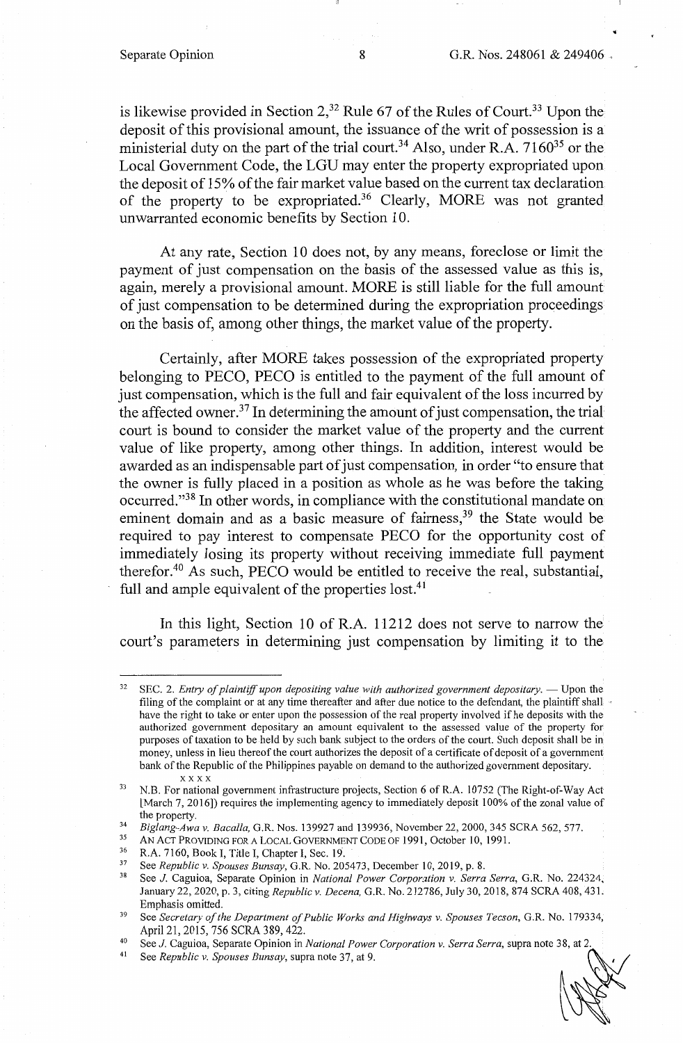is likewise provided in Section 2,[32] Rule 67 of the Rules of Court.[33] Upon the deposit of this provisional amount, the issuance of the writ of possession is a ministerial duty on the part of the trial court.[34] Also, under R.A. 7160[35] or the Local Government Code, the LGU may enter the property expropriated upon the deposit of 15% of the fair market value based on the current tax declaration of the property to be expropriated.[36] Clearly, MORE was not granted unwarranted economic benefits by Section 10.

At any rate, Section 10 does not, by any means, foreclose or limit the payment of just compensation on the basis of the assessed value as this is, again, merely a provisional amount. MORE is still liable for the full amount of just compensation to be determined during the expropriation proceedings on the basis of, among other things, the market value of the property.

Certainly, after MORE takes possession of the expropriated property belonging to PECO, PECO is entitled to the payment of the full amount of just compensation, which is the full and fair equivalent of the loss incurred by the affected owner.[37] In determining the amount of just compensation, the trial court is bound to consider the market value of the property and the current value of like property, among other things. In addition, interest would be awarded as an indispensable part of just compensation, in order "to ensure that the owner is fully placed in a position as whole as he was before the taking occurred."[38] In other words, in compliance with the constitutional mandate on eminent domain and as a basic measure of fairness,[39] the State would be required to pay interest to compensate PECO for the opportunity cost of immediately losing its property without receiving immediate full payment therefor.[40] As such, PECO would be entitled to receive the real, substantial, full and ample equivalent of the properties lost.[41]

In this light, Section 10 of R.A. 11212 does not serve to narrow the court's parameters in determining just compensation by limiting it to the

---

[32] SEC. 2. *Entry of plaintiff upon depositing value with authorized government depositary.* — Upon the filing of the complaint or at any time thereafter and after due notice to the defendant, the plaintiff shall have the right to take or enter upon the possession of the real property involved if he deposits with the authorized government depositary an amount equivalent to the assessed value of the property for purposes of taxation to be held by such bank subject to the orders of the court. Such deposit shall be in money, unless in lieu thereof the court authorizes the deposit of a certificate of deposit of a government bank of the Republic of the Philippines payable on demand to the authorized government depositary.
x x x x

[33] N.B. For national government infrastructure projects, Section 6 of R.A. 10752 (The Right-of-Way Act [March 7, 2016]) requires the implementing agency to immediately deposit 100% of the zonal value of the property.

[34] *Biglang-Awa v. Bacalla*, G.R. Nos. 139927 and 139936, November 22, 2000, 345 SCRA 562, 577.

[35] AN ACT PROVIDING FOR A LOCAL GOVERNMENT CODE OF 1991, October 10, 1991.

[36] R.A. 7160, Book I, Title I, Chapter I, Sec. 19.

[37] See *Republic v. Spouses Bunsay*, G.R. No. 205473, December 10, 2019, p. 8.

[38] See *J.* Caguioa, Separate Opinion in *National Power Corporation v. Serra Serra*, G.R. No. 224324, January 22, 2020, p. 3, citing *Republic v. Decena*, G.R. No. 212786, July 30, 2018, 874 SCRA 408, 431. Emphasis omitted.

[39] See *Secretary of the Department of Public Works and Highways v. Spouses Tecson*, G.R. No. 179334, April 21, 2015, 756 SCRA 389, 422.

[40] See *J.* Caguioa, Separate Opinion in *National Power Corporation v. Serra Serra*, supra note 38, at 2.

[41] See *Republic v. Spouses Bunsay*, supra note 37, at 9.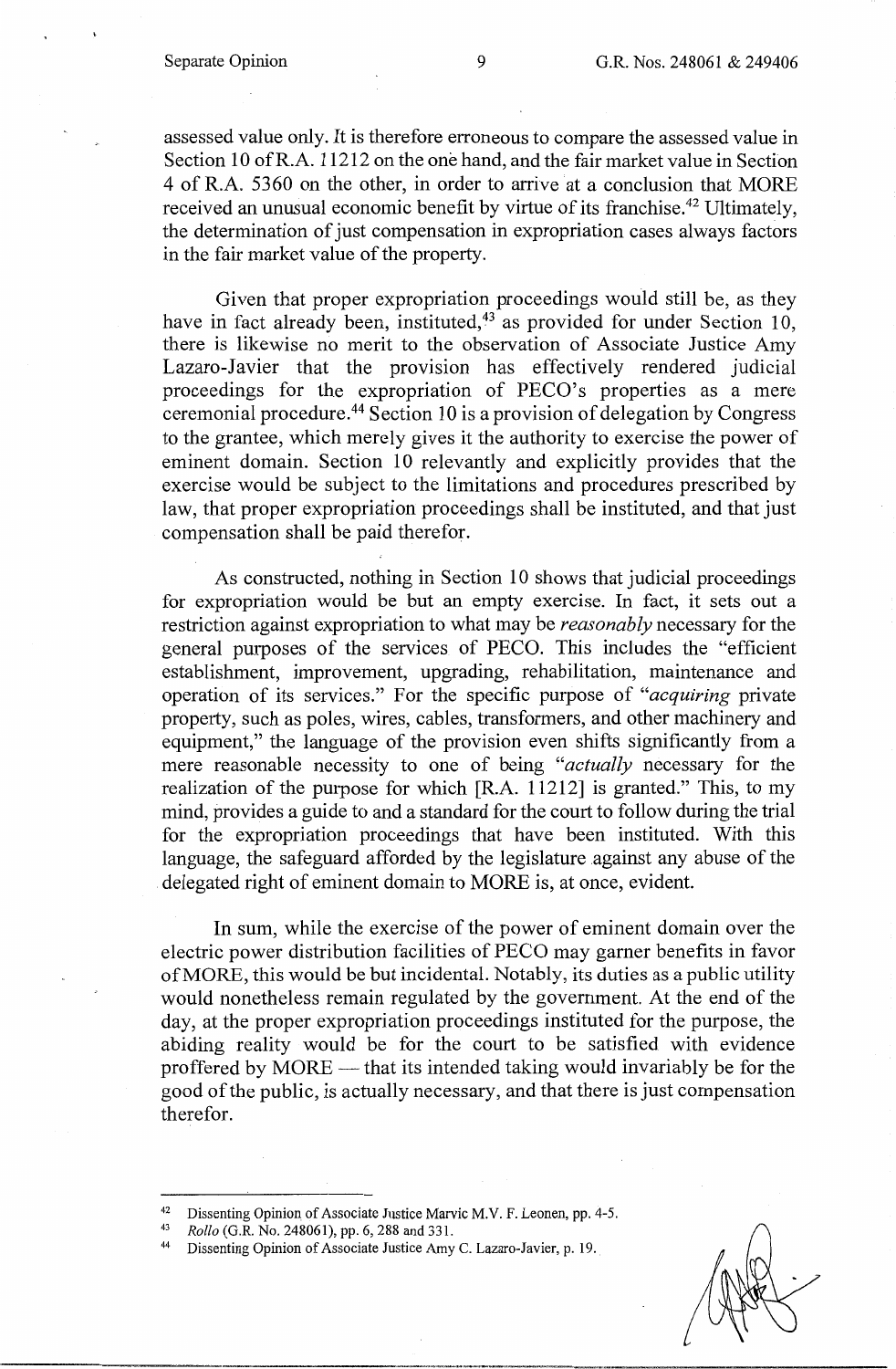assessed value only. *It* is therefore erroneous to compare the assessed value in Section 10 of R.A. 11212 on the one hand, and the fair market value in Section 4 of R.A. 5360 on the other, in order to arrive at a conclusion that MORE received an unusual economic benefit by virtue of its franchise.[42] Ultimately, the determination of just compensation in expropriation cases always factors in the fair market value of the property.

Given that proper expropriation proceedings would still be, as they have in fact already been, instituted,[43] as provided for under Section 10, there is likewise no merit to the observation of Associate Justice Amy Lazaro-Javier that the provision has effectively rendered judicial proceedings for the expropriation of PECO's properties as a mere ceremonial procedure.[44] Section 10 is a provision of delegation by Congress to the grantee, which merely gives it the authority to exercise the power of eminent domain. Section 10 relevantly and explicitly provides that the exercise would be subject to the limitations and procedures prescribed by law, that proper expropriation proceedings shall be instituted, and that just compensation shall be paid therefor.

As constructed, nothing in Section 10 shows that judicial proceedings for expropriation would be but an empty exercise. In fact, it sets out a restriction against expropriation to what may be *reasonably* necessary for the general purposes of the services of PECO. This includes the "efficient establishment, improvement, upgrading, rehabilitation, maintenance and operation of its services." For the specific purpose of "*acquiring* private property, such as poles, wires, cables, transformers, and other machinery and equipment," the language of the provision even shifts significantly from a mere reasonable necessity to one of being "*actually* necessary for the realization of the purpose for which [R.A. 11212] is granted." This, to my mind, provides a guide to and a standard for the court to follow during the trial for the expropriation proceedings that have been instituted. With this language, the safeguard afforded by the legislature against any abuse of the delegated right of eminent domain to MORE is, at once, evident.

In sum, while the exercise of the power of eminent domain over the electric power distribution facilities of PECO may garner benefits in favor of MORE, this would be but incidental. Notably, its duties as a public utility would nonetheless remain regulated by the government. At the end of the day, at the proper expropriation proceedings instituted for the purpose, the abiding reality would be for the court to be satisfied with evidence proffered by MORE — that its intended taking would invariably be for the good of the public, is actually necessary, and that there is just compensation therefor.

---

[42] Dissenting Opinion of Associate Justice Marvic M.V. F. Leonen, pp. 4-5.

[43] *Rollo* (G.R. No. 248061), pp. 6, 288 and 331.

[44] Dissenting Opinion of Associate Justice Amy C. Lazaro-Javier, p. 19.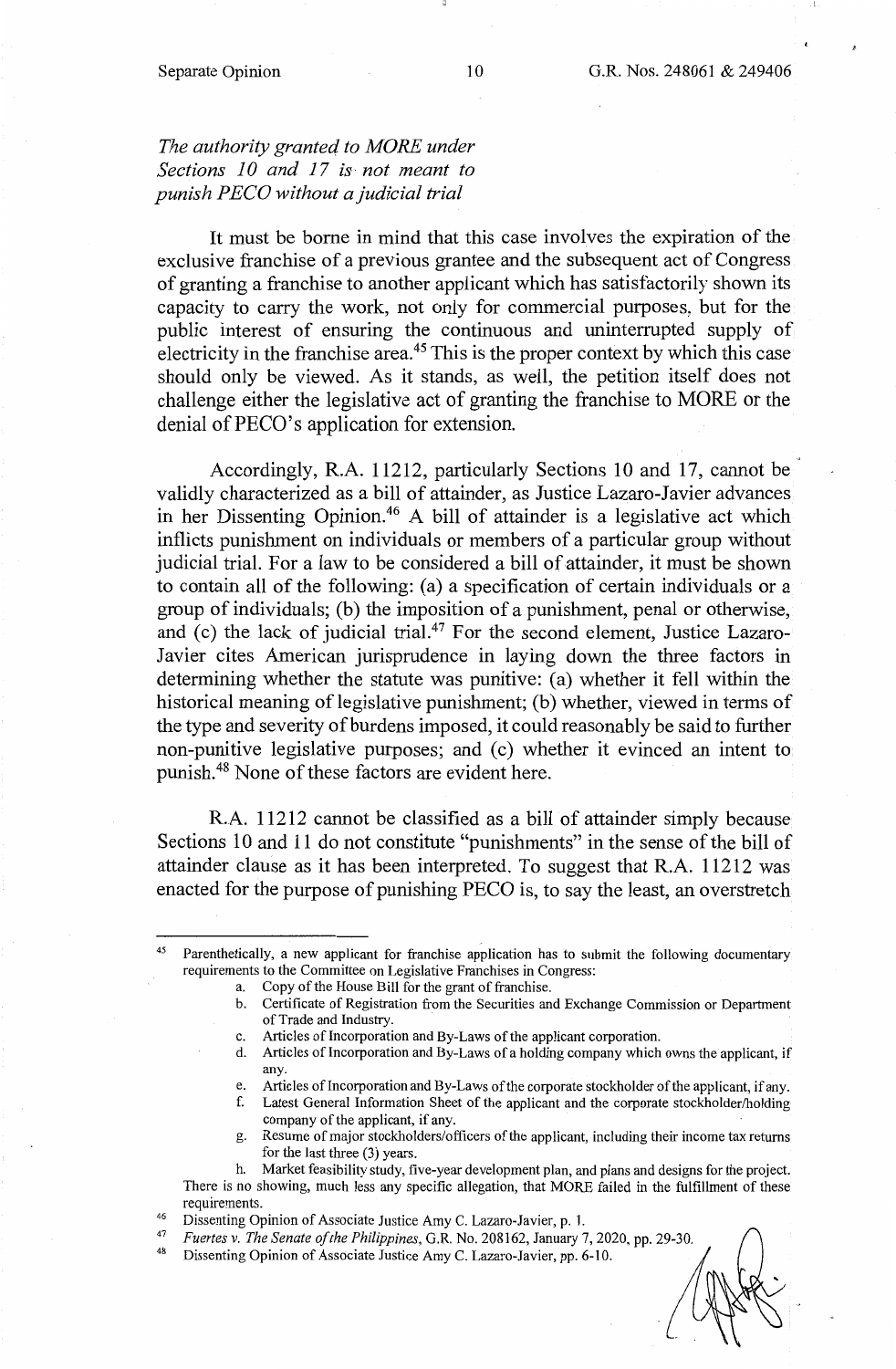*The authority granted to MORE under Sections 10 and 17 is not meant to punish PECO without a judicial trial*

It must be borne in mind that this case involves the expiration of the exclusive franchise of a previous grantee and the subsequent act of Congress of granting a franchise to another applicant which has satisfactorily shown its capacity to carry the work, not only for commercial purposes, but for the public interest of ensuring the continuous and uninterrupted supply of electricity in the franchise area.[45] This is the proper context by which this case should only be viewed. As it stands, as well, the petition itself does not challenge either the legislative act of granting the franchise to MORE or the denial of PECO's application for extension.

Accordingly, R.A. 11212, particularly Sections 10 and 17, cannot be validly characterized as a bill of attainder, as Justice Lazaro-Javier advances in her Dissenting Opinion.[46] A bill of attainder is a legislative act which inflicts punishment on individuals or members of a particular group without judicial trial. For a law to be considered a bill of attainder, it must be shown to contain all of the following: (a) a specification of certain individuals or a group of individuals; (b) the imposition of a punishment, penal or otherwise, and (c) the lack of judicial trial.[47] For the second element, Justice Lazaro-Javier cites American jurisprudence in laying down the three factors in determining whether the statute was punitive: (a) whether it fell within the historical meaning of legislative punishment; (b) whether, viewed in terms of the type and severity of burdens imposed, it could reasonably be said to further non-punitive legislative purposes; and (c) whether it evinced an intent to punish.[48] None of these factors are evident here.

R.A. 11212 cannot be classified as a bill of attainder simply because Sections 10 and 11 do not constitute "punishments" in the sense of the bill of attainder clause as it has been interpreted. To suggest that R.A. 11212 was enacted for the purpose of punishing PECO is, to say the least, an overstretch

---

[45] Parenthetically, a new applicant for franchise application has to submit the following documentary requirements to the Committee on Legislative Franchises in Congress:

a. Copy of the House Bill for the grant of franchise.
b. Certificate of Registration from the Securities and Exchange Commission or Department of Trade and Industry.
c. Articles of Incorporation and By-Laws of the applicant corporation.
d. Articles of Incorporation and By-Laws of a holding company which owns the applicant, if any.
e. Articles of Incorporation and By-Laws of the corporate stockholder of the applicant, if any.
f. Latest General Information Sheet of the applicant and the corporate stockholder/holding company of the applicant, if any.
g. Resume of major stockholders/officers of the applicant, including their income tax returns for the last three (3) years.
h. Market feasibility study, five-year development plan, and plans and designs for the project.

There is no showing, much less any specific allegation, that MORE failed in the fulfillment of these requirements.

[46] Dissenting Opinion of Associate Justice Amy C. Lazaro-Javier, p. 1.

[47] *Fuertes v. The Senate of the Philippines*, G.R. No. 208162, January 7, 2020, pp. 29-30.

[48] Dissenting Opinion of Associate Justice Amy C. Lazaro-Javier, pp. 6-10.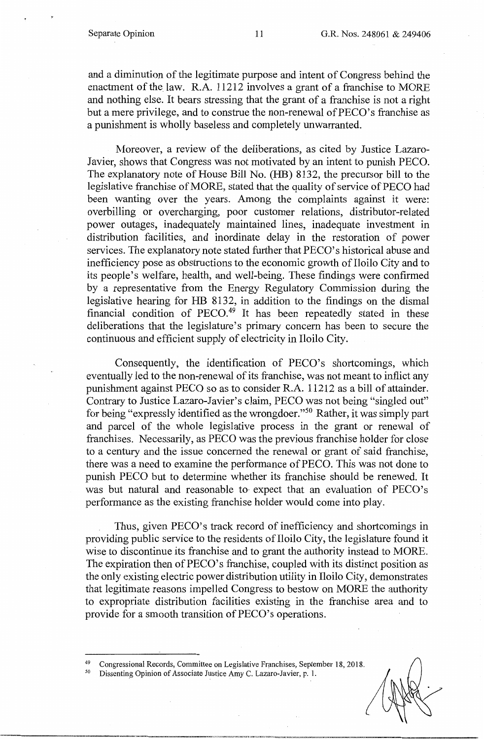and a diminution of the legitimate purpose and intent of Congress behind the enactment of the law. R.A. 11212 involves a grant of a franchise to MORE and nothing else. It bears stressing that the grant of a franchise is not a right but a mere privilege, and to construe the non-renewal of PECO's franchise as a punishment is wholly baseless and completely unwarranted.

Moreover, a review of the deliberations, as cited by Justice Lazaro-Javier, shows that Congress was not motivated by an intent to punish PECO. The explanatory note of House Bill No. (HB) 8132, the precursor bill to the legislative franchise of MORE, stated that the quality of service of PECO had been wanting over the years. Among the complaints against it were: overbilling or overcharging, poor customer relations, distributor-related power outages, inadequately maintained lines, inadequate investment in distribution facilities, and inordinate delay in the restoration of power services. The explanatory note stated further that PECO's historical abuse and inefficiency pose as obstructions to the economic growth of Iloilo City and to its people's welfare, health, and well-being. These findings were confirmed by a representative from the Energy Regulatory Commission during the legislative hearing for HB 8132, in addition to the findings on the dismal financial condition of PECO.[49] It has been repeatedly stated in these deliberations that the legislature's primary concern has been to secure the continuous and efficient supply of electricity in Iloilo City.

Consequently, the identification of PECO's shortcomings, which eventually led to the non-renewal of its franchise, was not meant to inflict any punishment against PECO so as to consider R.A. 11212 as a bill of attainder. Contrary to Justice Lazaro-Javier's claim, PECO was not being "singled out" for being "expressly identified as the wrongdoer."[50] Rather, it was simply part and parcel of the whole legislative process in the grant or renewal of franchises. Necessarily, as PECO was the previous franchise holder for close to a century and the issue concerned the renewal or grant of said franchise, there was a need to examine the performance of PECO. This was not done to punish PECO but to determine whether its franchise should be renewed. It was but natural and reasonable to expect that an evaluation of PECO's performance as the existing franchise holder would come into play.

Thus, given PECO's track record of inefficiency and shortcomings in providing public service to the residents of Iloilo City, the legislature found it wise to discontinue its franchise and to grant the authority instead to MORE. The expiration then of PECO's franchise, coupled with its distinct position as the only existing electric power distribution utility in Iloilo City, demonstrates that legitimate reasons impelled Congress to bestow on MORE the authority to expropriate distribution facilities existing in the franchise area and to provide for a smooth transition of PECO's operations.

---

[49] Congressional Records, Committee on Legislative Franchises, September 18, 2018.

[50] Dissenting Opinion of Associate Justice Amy C. Lazaro-Javier, p. 1.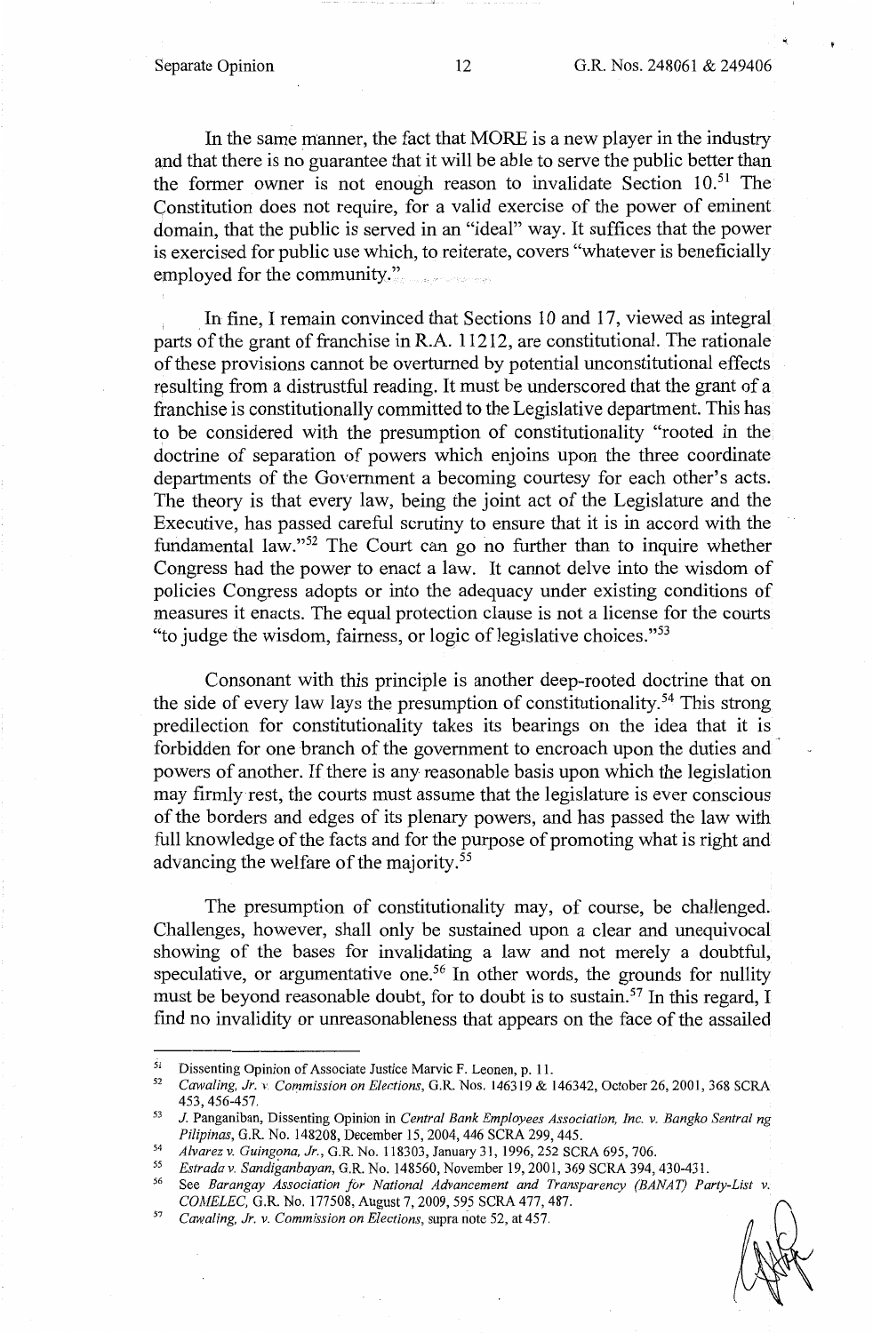In the same manner, the fact that MORE is a new player in the industry and that there is no guarantee that it will be able to serve the public better than the former owner is not enough reason to invalidate Section 10.[51] The Constitution does not require, for a valid exercise of the power of eminent domain, that the public is served in an "ideal" way. It suffices that the power is exercised for public use which, to reiterate, covers "whatever is beneficially employed for the community."

In fine, I remain convinced that Sections 10 and 17, viewed as integral parts of the grant of franchise in R.A. 11212, are constitutional. The rationale of these provisions cannot be overturned by potential unconstitutional effects resulting from a distrustful reading. It must be underscored that the grant of a franchise is constitutionally committed to the Legislative department. This has to be considered with the presumption of constitutionality "rooted in the doctrine of separation of powers which enjoins upon the three coordinate departments of the Government a becoming courtesy for each other's acts. The theory is that every law, being the joint act of the Legislature and the Executive, has passed careful scrutiny to ensure that it is in accord with the fundamental law."[52] The Court can go no further than to inquire whether Congress had the power to enact a law. It cannot delve into the wisdom of policies Congress adopts or into the adequacy under existing conditions of measures it enacts. The equal protection clause is not a license for the courts "to judge the wisdom, fairness, or logic of legislative choices."[53]

Consonant with this principle is another deep-rooted doctrine that on the side of every law lays the presumption of constitutionality.[54] This strong predilection for constitutionality takes its bearings on the idea that it is forbidden for one branch of the government to encroach upon the duties and powers of another. If there is any reasonable basis upon which the legislation may firmly rest, the courts must assume that the legislature is ever conscious of the borders and edges of its plenary powers, and has passed the law with full knowledge of the facts and for the purpose of promoting what is right and advancing the welfare of the majority.[55]

The presumption of constitutionality may, of course, be challenged. Challenges, however, shall only be sustained upon a clear and unequivocal showing of the bases for invalidating a law and not merely a doubtful, speculative, or argumentative one.[56] In other words, the grounds for nullity must be beyond reasonable doubt, for to doubt is to sustain.[57] In this regard, I find no invalidity or unreasonableness that appears on the face of the assailed

---

[51] Dissenting Opinion of Associate Justice Marvic F. Leonen, p. 11.

[52] *Cawaling, Jr. v. Commission on Elections*, G.R. Nos. 146319 & 146342, October 26, 2001, 368 SCRA 453, 456-457.

[53] *J.* Panganiban, Dissenting Opinion in *Central Bank Employees Association, Inc. v. Bangko Sentral ng Pilipinas*, G.R. No. 148208, December 15, 2004, 446 SCRA 299, 445.

[54] *Alvarez v. Guingona, Jr.*, G.R. No. 118303, January 31, 1996, 252 SCRA 695, 706.

[55] *Estrada v. Sandiganbayan*, G.R. No. 148560, November 19, 2001, 369 SCRA 394, 430-431.

[56] See *Barangay Association for National Advancement and Transparency (BANAT) Party-List v. COMELEC*, G.R. No. 177508, August 7, 2009, 595 SCRA 477, 487.

[57] *Cawaling, Jr. v. Commission on Elections*, supra note 52, at 457.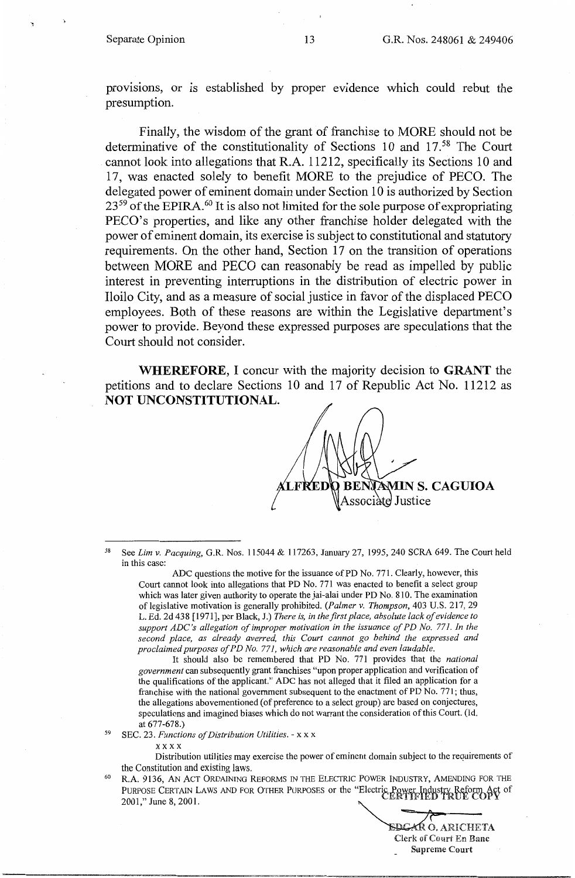provisions, or is established by proper evidence which could rebut the presumption.

Finally, the wisdom of the grant of franchise to MORE should not be determinative of the constitutionality of Sections 10 and 17.[58] The Court cannot look into allegations that R.A. 11212, specifically its Sections 10 and 17, was enacted solely to benefit MORE to the prejudice of PECO. The delegated power of eminent domain under Section 10 is authorized by Section 23[59] of the EPIRA.[60] It is also not limited for the sole purpose of expropriating PECO's properties, and like any other franchise holder delegated with the power of eminent domain, its exercise is subject to constitutional and statutory requirements. On the other hand, Section 17 on the transition of operations between MORE and PECO can reasonably be read as impelled by public interest in preventing interruptions in the distribution of electric power in Iloilo City, and as a measure of social justice in favor of the displaced PECO employees. Both of these reasons are within the Legislative department's power to provide. Beyond these expressed purposes are speculations that the Court should not consider.

**WHEREFORE,** I concur with the majority decision to **GRANT** the petitions and to declare Sections 10 and 17 of Republic Act No. 11212 as **NOT UNCONSTITUTIONAL.**

**ALFREDO BENJAMIN S. CAGUIOA**
Associate Justice

---

[58] See *Lim v. Pacquing*, G.R. Nos. 115044 & 117263, January 27, 1995, 240 SCRA 649. The Court held in this case:

> ADC questions the motive for the issuance of PD No. 771. Clearly, however, this Court cannot look into allegations that PD No. 771 was enacted to benefit a select group which was later given authority to operate the jai-alai under PD No. 810. The examination of legislative motivation is generally prohibited. (*Palmer v. Thompson*, 403 U.S. 217, 29 L. Ed. 2d 438 [1971], per Black, J.) *There is, in the first place, absolute lack of evidence to support ADC's allegation of improper motivation in the issuance of PD No. 771. In the second place, as already averred, this Court cannot go behind the expressed and proclaimed purposes of PD No. 771, which are reasonable and even laudable.*
>
> It should also be remembered that PD No. 771 provides that the *national government* can subsequently grant franchises "upon proper application and verification of the qualifications of the applicant." ADC has not alleged that it filed an application for a franchise with the national government subsequent to the enactment of PD No. 771; thus, the allegations abovementioned (of preference to a select group) are based on conjectures, speculations and imagined biases which do not warrant the consideration of this Court. (Id. at 677-678.)

[59] SEC. 23. *Functions of Distribution Utilities.* - x x x

> x x x x
>
> Distribution utilities may exercise the power of eminent domain subject to the requirements of the Constitution and existing laws.

[60] R.A. 9136, AN ACT ORDAINING REFORMS IN THE ELECTRIC POWER INDUSTRY, AMENDING FOR THE PURPOSE CERTAIN LAWS AND FOR OTHER PURPOSES or the "Electric Power Industry Reform Act of 2001," June 8, 2001.

CERTIFIED TRUE COPY

EDGAR O. ARICHETA
Clerk of Court En Banc
Supreme Court